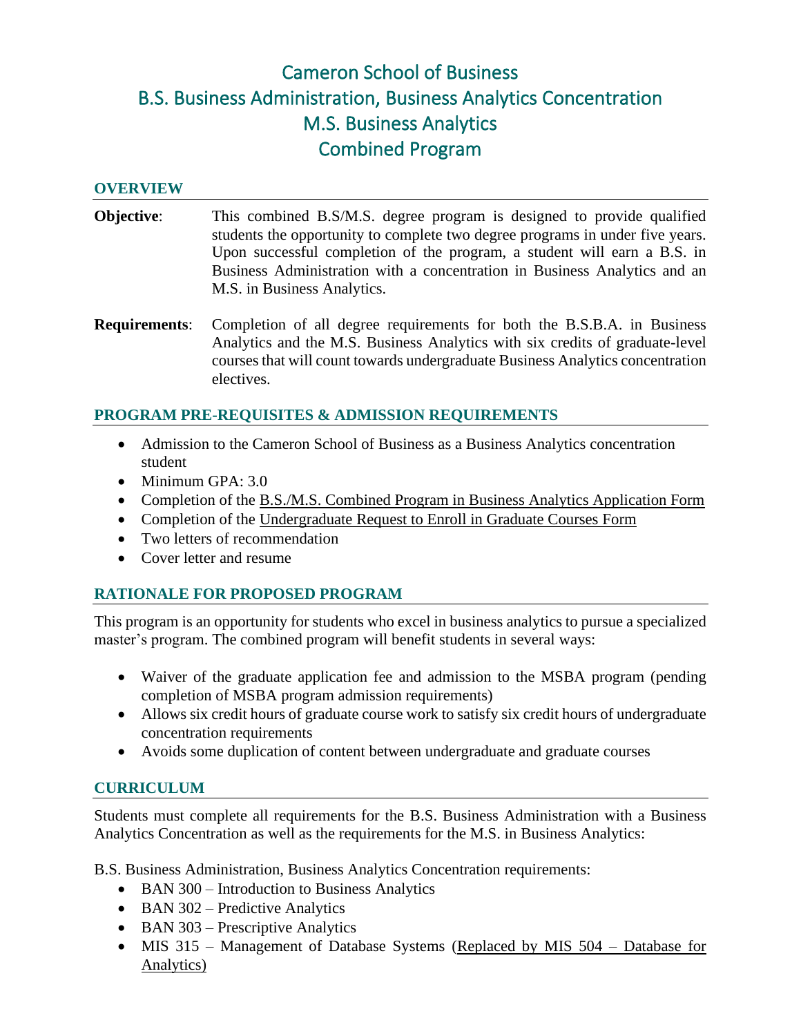# Cameron School of Business
# B.S. Business Administration, Business Analytics Concentration
# M.S. Business Analytics
# Combined Program

## OVERVIEW

**Objective**: This combined B.S/M.S. degree program is designed to provide qualified students the opportunity to complete two degree programs in under five years. Upon successful completion of the program, a student will earn a B.S. in Business Administration with a concentration in Business Analytics and an M.S. in Business Analytics.

**Requirements**: Completion of all degree requirements for both the B.S.B.A. in Business Analytics and the M.S. Business Analytics with six credits of graduate-level courses that will count towards undergraduate Business Analytics concentration electives.

## PROGRAM PRE-REQUISITES & ADMISSION REQUIREMENTS

- Admission to the Cameron School of Business as a Business Analytics concentration student
- Minimum GPA: 3.0
- Completion of the B.S./M.S. Combined Program in Business Analytics Application Form
- Completion of the Undergraduate Request to Enroll in Graduate Courses Form
- Two letters of recommendation
- Cover letter and resume

## RATIONALE FOR PROPOSED PROGRAM

This program is an opportunity for students who excel in business analytics to pursue a specialized master's program. The combined program will benefit students in several ways:

- Waiver of the graduate application fee and admission to the MSBA program (pending completion of MSBA program admission requirements)
- Allows six credit hours of graduate course work to satisfy six credit hours of undergraduate concentration requirements
- Avoids some duplication of content between undergraduate and graduate courses

## CURRICULUM

Students must complete all requirements for the B.S. Business Administration with a Business Analytics Concentration as well as the requirements for the M.S. in Business Analytics:

B.S. Business Administration, Business Analytics Concentration requirements:

- BAN 300 – Introduction to Business Analytics
- BAN 302 – Predictive Analytics
- BAN 303 – Prescriptive Analytics
- MIS 315 – Management of Database Systems (Replaced by MIS 504 – Database for Analytics)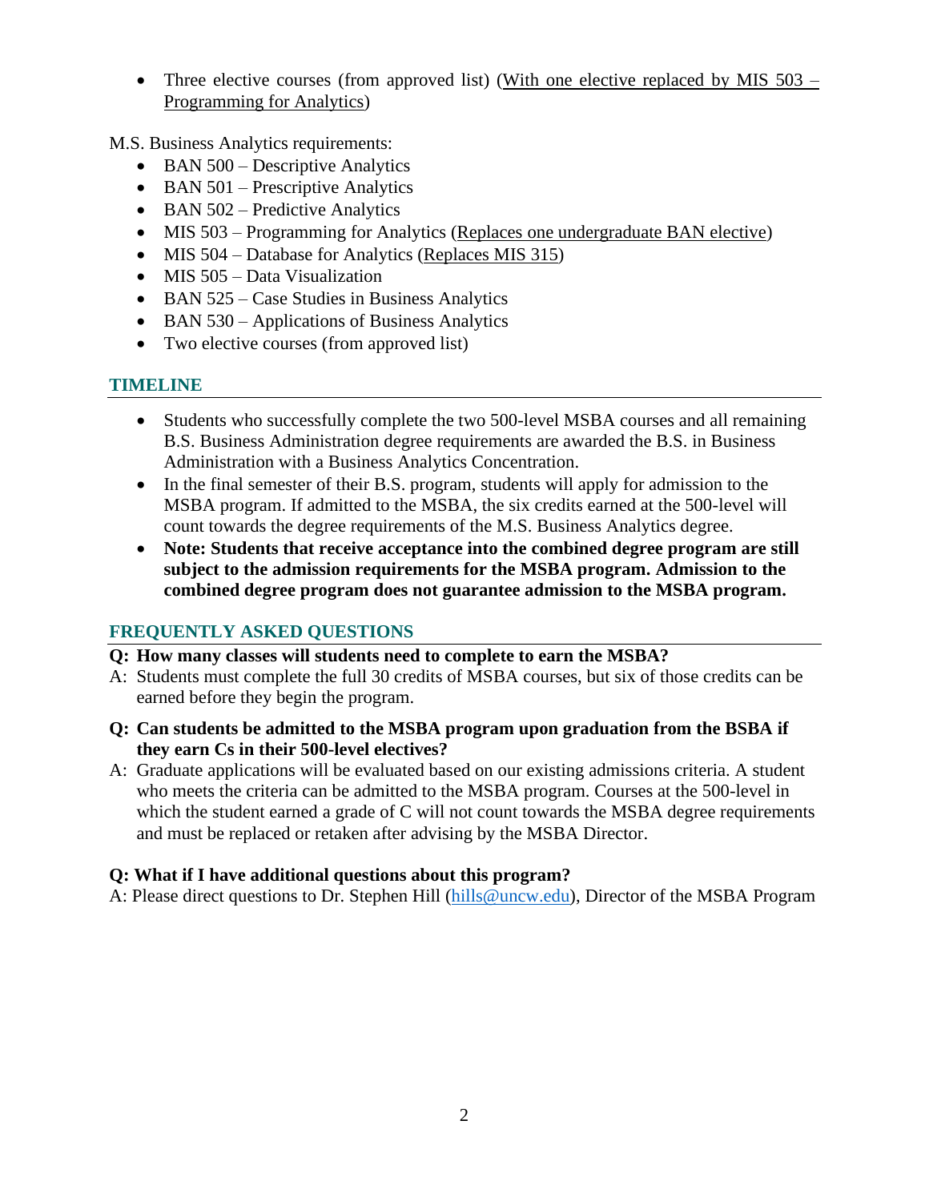- Three elective courses (from approved list) (With one elective replaced by MIS 503 – Programming for Analytics)

M.S. Business Analytics requirements:

- BAN 500 – Descriptive Analytics
- BAN 501 – Prescriptive Analytics
- BAN 502 – Predictive Analytics
- MIS 503 – Programming for Analytics (Replaces one undergraduate BAN elective)
- MIS 504 – Database for Analytics (Replaces MIS 315)
- MIS 505 – Data Visualization
- BAN 525 – Case Studies in Business Analytics
- BAN 530 – Applications of Business Analytics
- Two elective courses (from approved list)

## TIMELINE

- Students who successfully complete the two 500-level MSBA courses and all remaining B.S. Business Administration degree requirements are awarded the B.S. in Business Administration with a Business Analytics Concentration.
- In the final semester of their B.S. program, students will apply for admission to the MSBA program. If admitted to the MSBA, the six credits earned at the 500-level will count towards the degree requirements of the M.S. Business Analytics degree.
- **Note: Students that receive acceptance into the combined degree program are still subject to the admission requirements for the MSBA program. Admission to the combined degree program does not guarantee admission to the MSBA program.**

## FREQUENTLY ASKED QUESTIONS

**Q: How many classes will students need to complete to earn the MSBA?**

A: Students must complete the full 30 credits of MSBA courses, but six of those credits can be earned before they begin the program.

**Q: Can students be admitted to the MSBA program upon graduation from the BSBA if they earn Cs in their 500-level electives?**

A: Graduate applications will be evaluated based on our existing admissions criteria. A student who meets the criteria can be admitted to the MSBA program. Courses at the 500-level in which the student earned a grade of C will not count towards the MSBA degree requirements and must be replaced or retaken after advising by the MSBA Director.

**Q: What if I have additional questions about this program?**

A: Please direct questions to Dr. Stephen Hill (hills@uncw.edu), Director of the MSBA Program